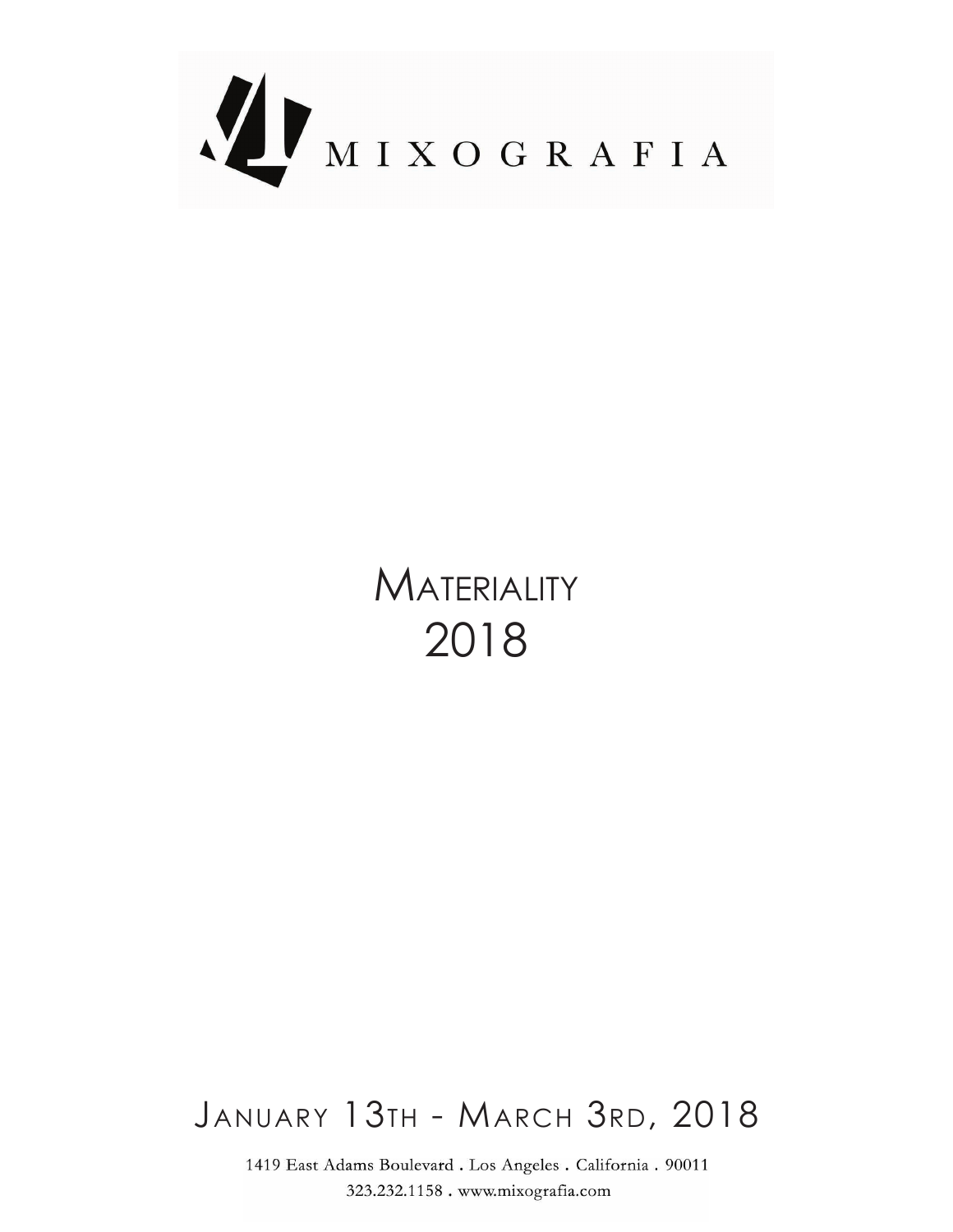MIXOGRAFIA

# MATERIALITY 2018

## JANUARY 13TH - MARCH 3RD, 2018

1419 East Adams Boulevard . Los Angeles . California . 90011
323.232.1158 . www.mixografia.com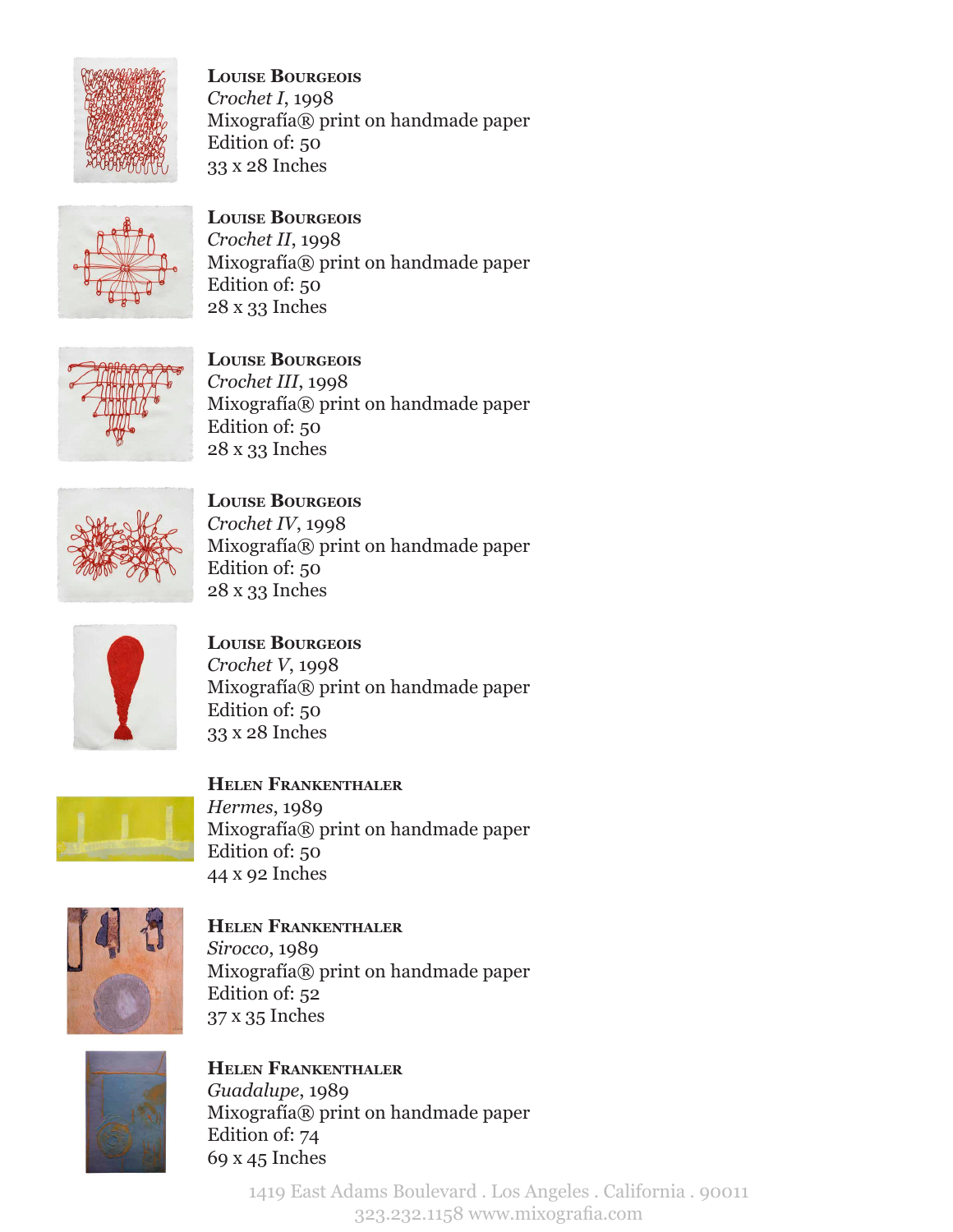**Louise Bourgeois**
*Crochet I*, 1998
Mixografía® print on handmade paper
Edition of: 50
33 x 28 Inches

**Louise Bourgeois**
*Crochet II*, 1998
Mixografía® print on handmade paper
Edition of: 50
28 x 33 Inches

**Louise Bourgeois**
*Crochet III*, 1998
Mixografía® print on handmade paper
Edition of: 50
28 x 33 Inches

**Louise Bourgeois**
*Crochet IV*, 1998
Mixografía® print on handmade paper
Edition of: 50
28 x 33 Inches

**Louise Bourgeois**
*Crochet V*, 1998
Mixografía® print on handmade paper
Edition of: 50
33 x 28 Inches

**Helen Frankenthaler**
*Hermes*, 1989
Mixografía® print on handmade paper
Edition of: 50
44 x 92 Inches

**Helen Frankenthaler**
*Sirocco*, 1989
Mixografía® print on handmade paper
Edition of: 52
37 x 35 Inches

**Helen Frankenthaler**
*Guadalupe*, 1989
Mixografía® print on handmade paper
Edition of: 74
69 x 45 Inches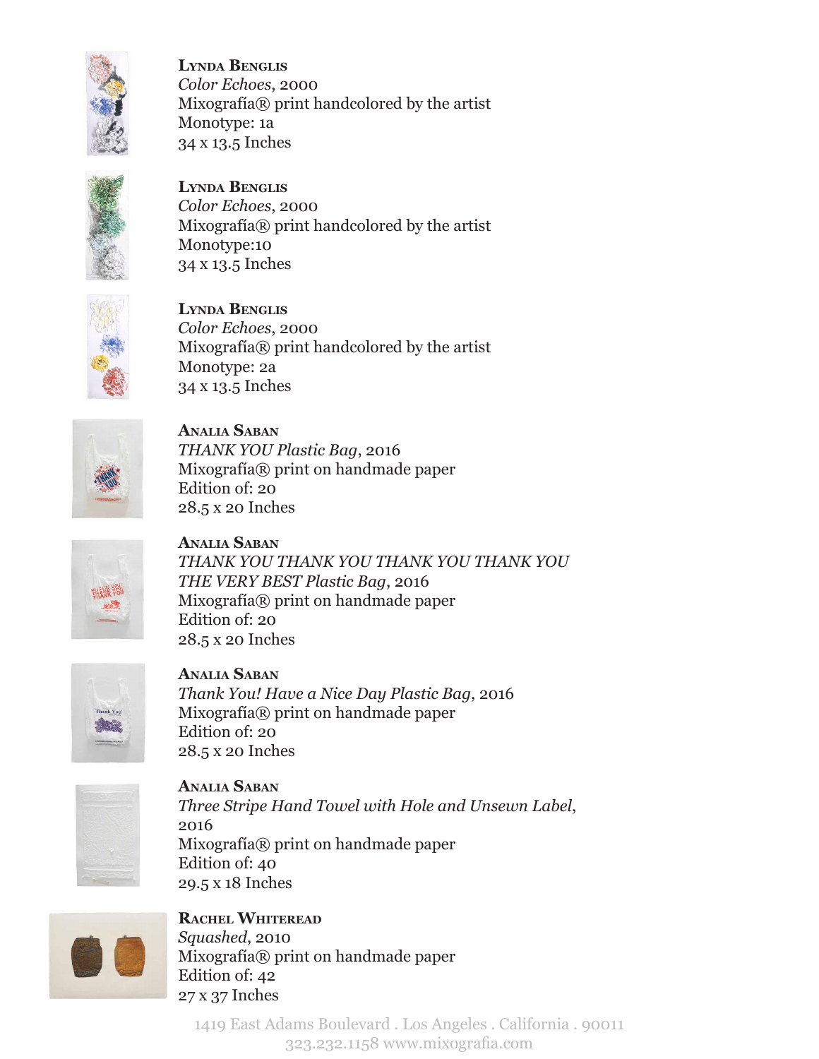**Lynda Benglis**
*Color Echoes*, 2000
Mixografía® print handcolored by the artist
Monotype: 1a
34 x 13.5 Inches

**Lynda Benglis**
*Color Echoes*, 2000
Mixografía® print handcolored by the artist
Monotype:10
34 x 13.5 Inches

**Lynda Benglis**
*Color Echoes*, 2000
Mixografía® print handcolored by the artist
Monotype: 2a
34 x 13.5 Inches

**Analia Saban**
*THANK YOU Plastic Bag*, 2016
Mixografía® print on handmade paper
Edition of: 20
28.5 x 20 Inches

**Analia Saban**
*THANK YOU THANK YOU THANK YOU THANK YOU THE VERY BEST Plastic Bag*, 2016
Mixografía® print on handmade paper
Edition of: 20
28.5 x 20 Inches

**Analia Saban**
*Thank You! Have a Nice Day Plastic Bag*, 2016
Mixografía® print on handmade paper
Edition of: 20
28.5 x 20 Inches

**Analia Saban**
*Three Stripe Hand Towel with Hole and Unsewn Label*, 2016
Mixografía® print on handmade paper
Edition of: 40
29.5 x 18 Inches

**Rachel Whiteread**
*Squashed*, 2010
Mixografía® print on handmade paper
Edition of: 42
27 x 37 Inches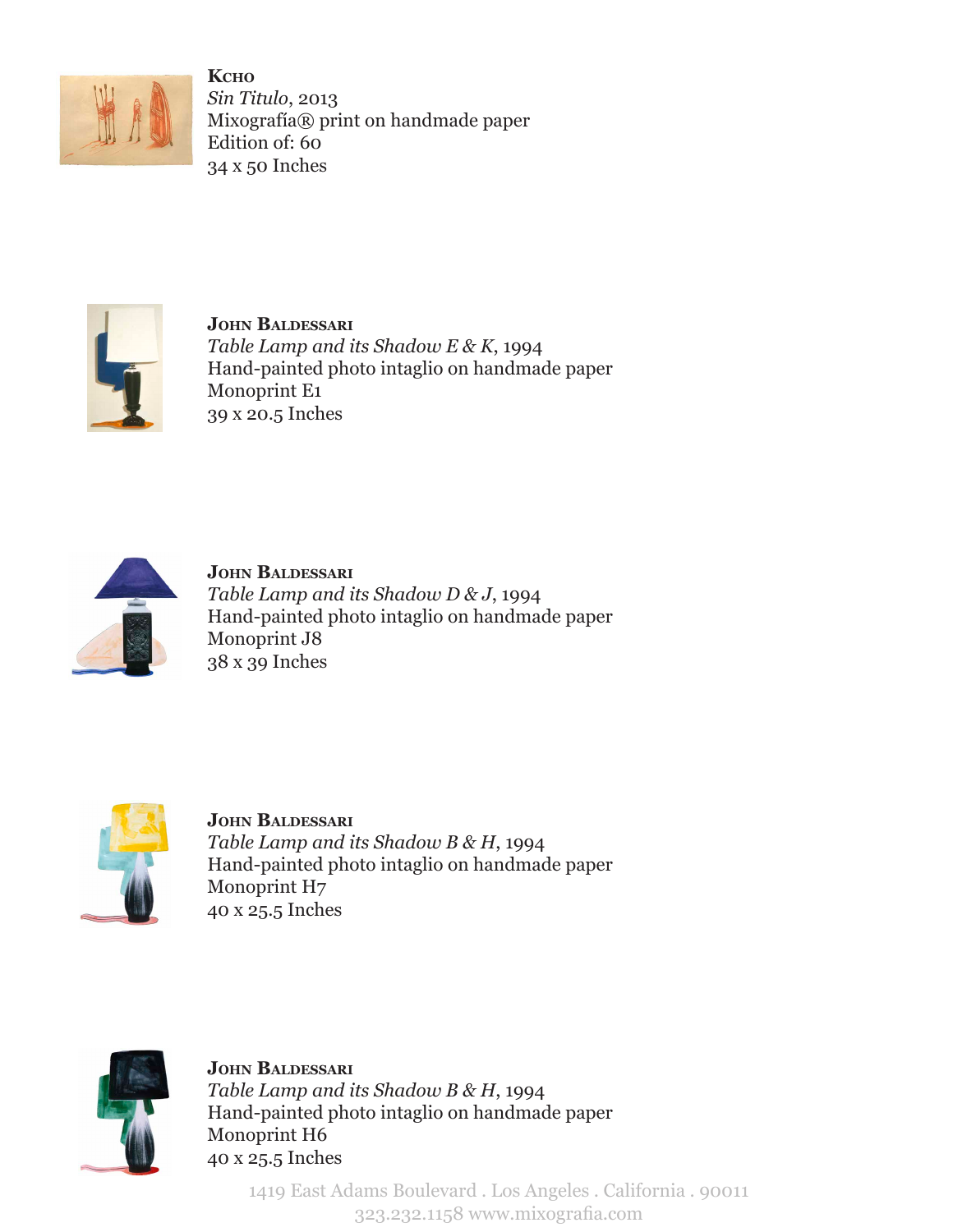**Kcho**
*Sin Titulo*, 2013
Mixografía® print on handmade paper
Edition of: 60
34 x 50 Inches

**John Baldessari**
*Table Lamp and its Shadow E & K*, 1994
Hand-painted photo intaglio on handmade paper
Monoprint E1
39 x 20.5 Inches

**John Baldessari**
*Table Lamp and its Shadow D & J*, 1994
Hand-painted photo intaglio on handmade paper
Monoprint J8
38 x 39 Inches

**John Baldessari**
*Table Lamp and its Shadow B & H*, 1994
Hand-painted photo intaglio on handmade paper
Monoprint H7
40 x 25.5 Inches

**John Baldessari**
*Table Lamp and its Shadow B & H*, 1994
Hand-painted photo intaglio on handmade paper
Monoprint H6
40 x 25.5 Inches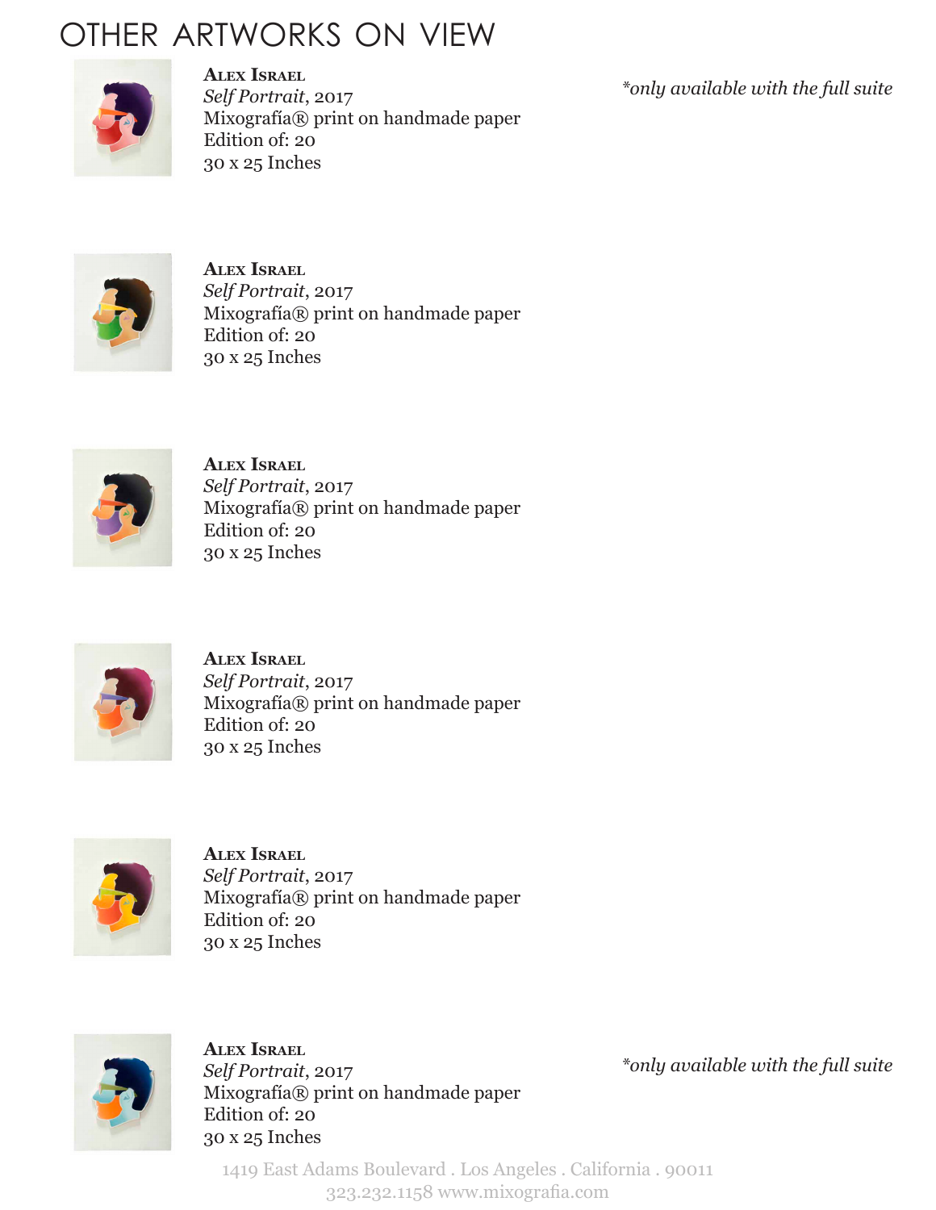# OTHER ARTWORKS ON VIEW

**Alex Israel**
*Self Portrait*, 2017
Mixografía® print on handmade paper
Edition of: 20
30 x 25 Inches

*only available with the full suite*

**Alex Israel**
*Self Portrait*, 2017
Mixografía® print on handmade paper
Edition of: 20
30 x 25 Inches

**Alex Israel**
*Self Portrait*, 2017
Mixografía® print on handmade paper
Edition of: 20
30 x 25 Inches

**Alex Israel**
*Self Portrait*, 2017
Mixografía® print on handmade paper
Edition of: 20
30 x 25 Inches

**Alex Israel**
*Self Portrait*, 2017
Mixografía® print on handmade paper
Edition of: 20
30 x 25 Inches

**Alex Israel**
*Self Portrait*, 2017
Mixografía® print on handmade paper
Edition of: 20
30 x 25 Inches

*only available with the full suite*

1419 East Adams Boulevard . Los Angeles . California . 90011
323.232.1158 www.mixografia.com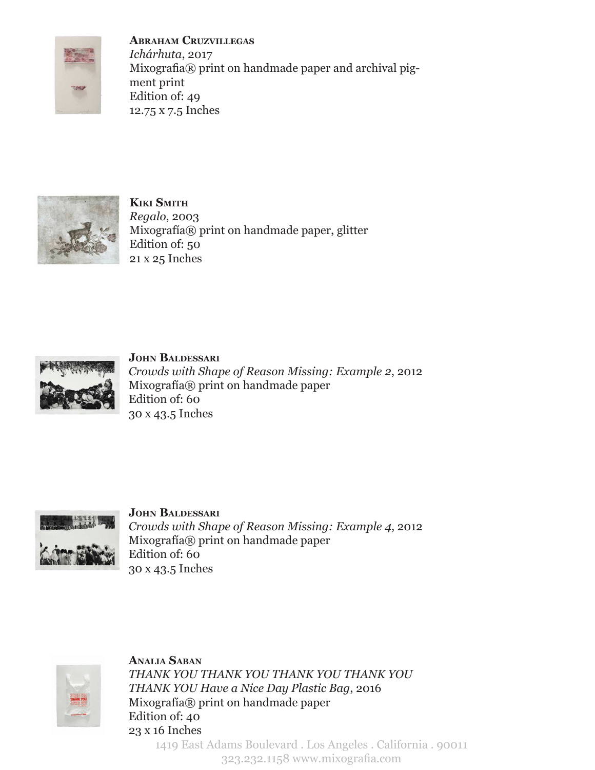**Abraham Cruzvillegas**
*Ichárhuta*, 2017
Mixografia® print on handmade paper and archival pigment print
Edition of: 49
12.75 x 7.5 Inches

**Kiki Smith**
*Regalo*, 2003
Mixografía® print on handmade paper, glitter
Edition of: 50
21 x 25 Inches

**John Baldessari**
*Crowds with Shape of Reason Missing: Example 2*, 2012
Mixografía® print on handmade paper
Edition of: 60
30 x 43.5 Inches

**John Baldessari**
*Crowds with Shape of Reason Missing: Example 4*, 2012
Mixografía® print on handmade paper
Edition of: 60
30 x 43.5 Inches

**Analia Saban**
*THANK YOU THANK YOU THANK YOU THANK YOU THANK YOU Have a Nice Day Plastic Bag*, 2016
Mixografía® print on handmade paper
Edition of: 40
23 x 16 Inches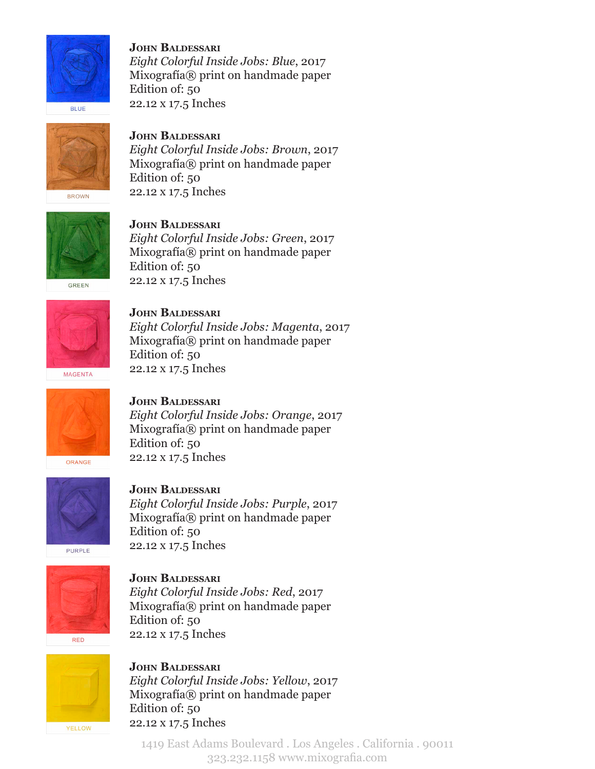BLUE

**John Baldessari**
*Eight Colorful Inside Jobs: Blue*, 2017
Mixografía® print on handmade paper
Edition of: 50
22.12 x 17.5 Inches

BROWN

**John Baldessari**
*Eight Colorful Inside Jobs: Brown*, 2017
Mixografía® print on handmade paper
Edition of: 50
22.12 x 17.5 Inches

GREEN

**John Baldessari**
*Eight Colorful Inside Jobs: Green*, 2017
Mixografía® print on handmade paper
Edition of: 50
22.12 x 17.5 Inches

MAGENTA

**John Baldessari**
*Eight Colorful Inside Jobs: Magenta*, 2017
Mixografía® print on handmade paper
Edition of: 50
22.12 x 17.5 Inches

ORANGE

**John Baldessari**
*Eight Colorful Inside Jobs: Orange*, 2017
Mixografía® print on handmade paper
Edition of: 50
22.12 x 17.5 Inches

PURPLE

**John Baldessari**
*Eight Colorful Inside Jobs: Purple*, 2017
Mixografía® print on handmade paper
Edition of: 50
22.12 x 17.5 Inches

RED

**John Baldessari**
*Eight Colorful Inside Jobs: Red*, 2017
Mixografía® print on handmade paper
Edition of: 50
22.12 x 17.5 Inches

YELLOW

**John Baldessari**
*Eight Colorful Inside Jobs: Yellow*, 2017
Mixografía® print on handmade paper
Edition of: 50
22.12 x 17.5 Inches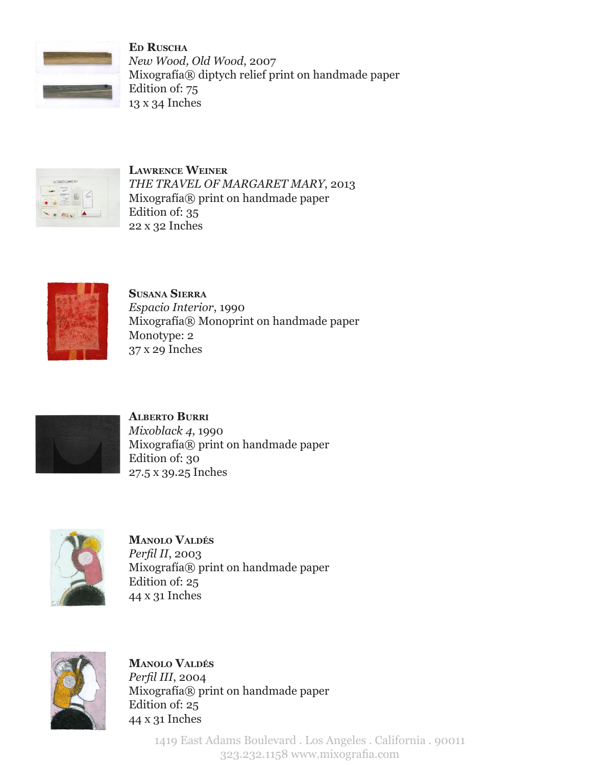**Ed Ruscha**
*New Wood, Old Wood*, 2007
Mixografía® diptych relief print on handmade paper
Edition of: 75
13 x 34 Inches

**Lawrence Weiner**
*THE TRAVEL OF MARGARET MARY*, 2013
Mixografía® print on handmade paper
Edition of: 35
22 x 32 Inches

**Susana Sierra**
*Espacio Interior*, 1990
Mixografía® Monoprint on handmade paper
Monotype: 2
37 x 29 Inches

**Alberto Burri**
*Mixoblack 4*, 1990
Mixografía® print on handmade paper
Edition of: 30
27.5 x 39.25 Inches

**Manolo Valdés**
*Perfil II*, 2003
Mixografía® print on handmade paper
Edition of: 25
44 x 31 Inches

**Manolo Valdés**
*Perfil III*, 2004
Mixografía® print on handmade paper
Edition of: 25
44 x 31 Inches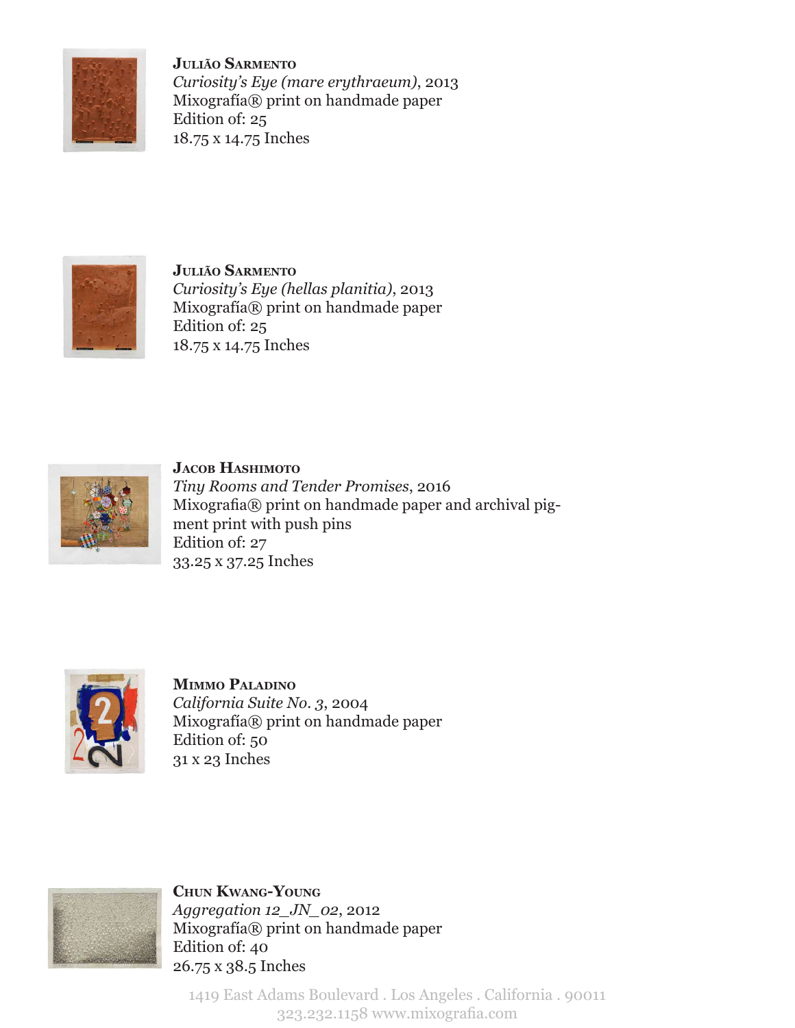**Julião Sarmento**
*Curiosity's Eye (mare erythraeum)*, 2013
Mixografía® print on handmade paper
Edition of: 25
18.75 x 14.75 Inches

**Julião Sarmento**
*Curiosity's Eye (hellas planitia)*, 2013
Mixografía® print on handmade paper
Edition of: 25
18.75 x 14.75 Inches

**Jacob Hashimoto**
*Tiny Rooms and Tender Promises*, 2016
Mixografia® print on handmade paper and archival pigment print with push pins
Edition of: 27
33.25 x 37.25 Inches

**Mimmo Paladino**
*California Suite No. 3*, 2004
Mixografía® print on handmade paper
Edition of: 50
31 x 23 Inches

**Chun Kwang-Young**
*Aggregation 12_JN_02*, 2012
Mixografía® print on handmade paper
Edition of: 40
26.75 x 38.5 Inches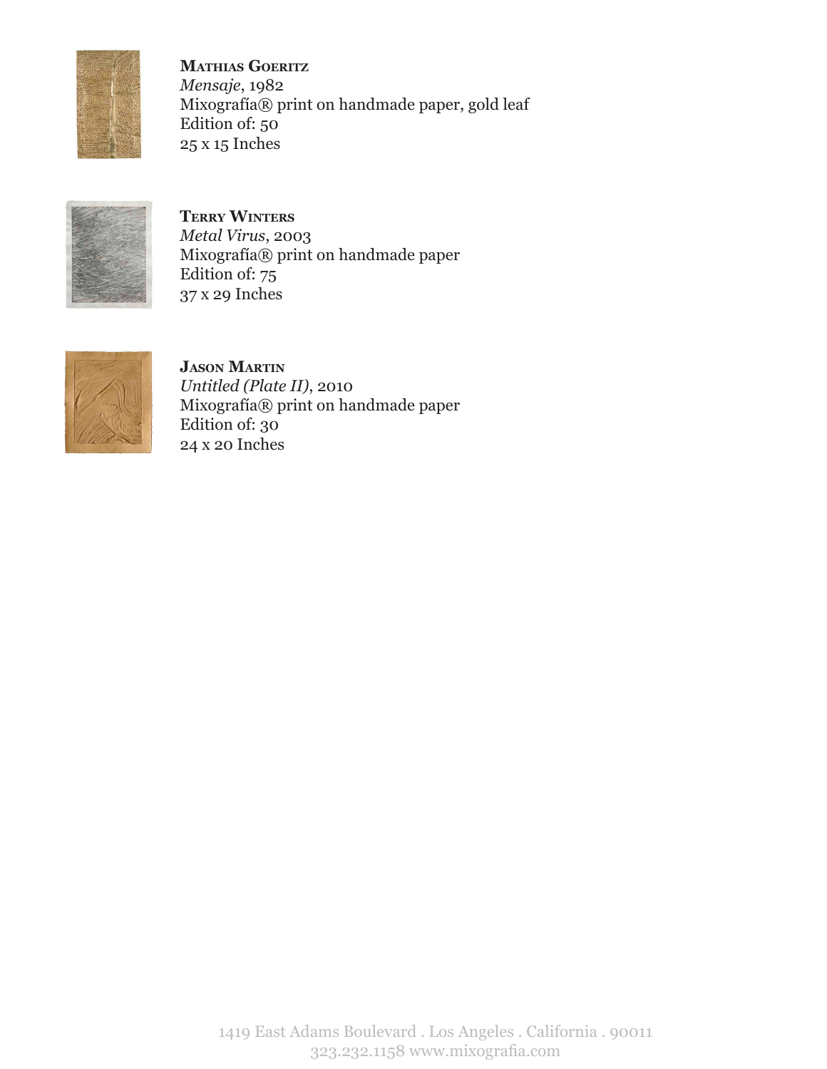**Mathias Goeritz**
*Mensaje*, 1982
Mixografía® print on handmade paper, gold leaf
Edition of: 50
25 x 15 Inches

**Terry Winters**
*Metal Virus*, 2003
Mixografía® print on handmade paper
Edition of: 75
37 x 29 Inches

**Jason Martin**
*Untitled (Plate II)*, 2010
Mixografía® print on handmade paper
Edition of: 30
24 x 20 Inches